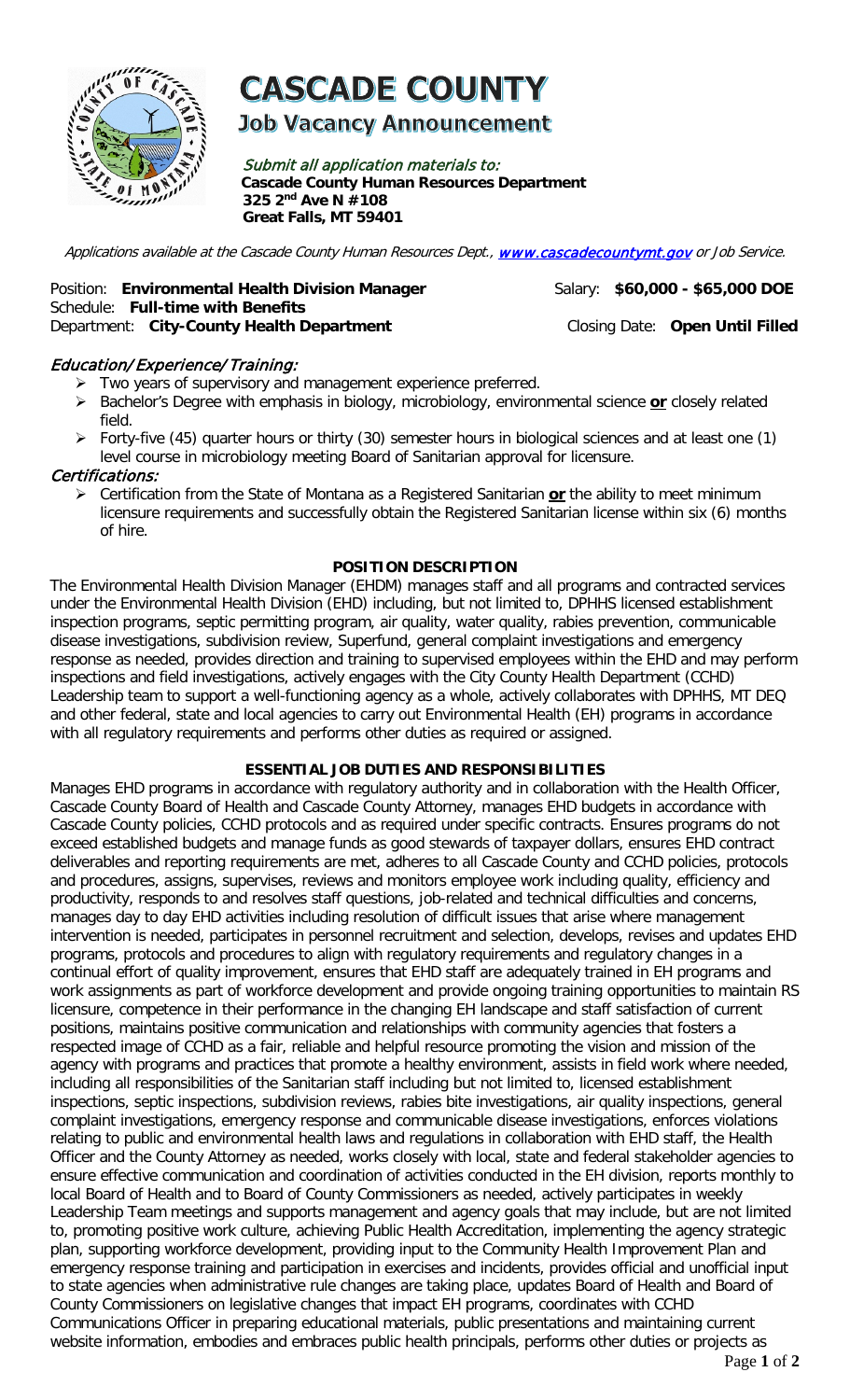# CASCADE COUNTY

## Job Vacancy Announcement

*Submit all application materials to:*
**Cascade County Human Resources Department**
**325 2nd Ave N #108**
**Great Falls, MT 59401**

*Applications available at the Cascade County Human Resources Dept., [www.cascadecountymt.gov](http://www.cascadecountymt.gov) or Job Service.*

Position: **Environmental Health Division Manager** Salary: **$60,000 - $65,000 DOE**
Schedule: **Full-time with Benefits**
Department: **City-County Health Department** Closing Date: **Open Until Filled**

### *Education/ Experience/ Training:*

- Two years of supervisory and management experience preferred.
- Bachelor's Degree with emphasis in biology, microbiology, environmental science **or** closely related field.
- Forty-five (45) quarter hours or thirty (30) semester hours in biological sciences and at least one (1) level course in microbiology meeting Board of Sanitarian approval for licensure.

### *Certifications:*

- Certification from the State of Montana as a Registered Sanitarian **or** the ability to meet minimum licensure requirements and successfully obtain the Registered Sanitarian license within six (6) months of hire.

**POSITION DESCRIPTION**

The Environmental Health Division Manager (EHDM) manages staff and all programs and contracted services under the Environmental Health Division (EHD) including, but not limited to, DPHHS licensed establishment inspection programs, septic permitting program, air quality, water quality, rabies prevention, communicable disease investigations, subdivision review, Superfund, general complaint investigations and emergency response as needed, provides direction and training to supervised employees within the EHD and may perform inspections and field investigations, actively engages with the City County Health Department (CCHD) Leadership team to support a well-functioning agency as a whole, actively collaborates with DPHHS, MT DEQ and other federal, state and local agencies to carry out Environmental Health (EH) programs in accordance with all regulatory requirements and performs other duties as required or assigned.

**ESSENTIAL JOB DUTIES AND RESPONSIBILITIES**

Manages EHD programs in accordance with regulatory authority and in collaboration with the Health Officer, Cascade County Board of Health and Cascade County Attorney, manages EHD budgets in accordance with Cascade County policies, CCHD protocols and as required under specific contracts. Ensures programs do not exceed established budgets and manage funds as good stewards of taxpayer dollars, ensures EHD contract deliverables and reporting requirements are met, adheres to all Cascade County and CCHD policies, protocols and procedures, assigns, supervises, reviews and monitors employee work including quality, efficiency and productivity, responds to and resolves staff questions, job-related and technical difficulties and concerns, manages day to day EHD activities including resolution of difficult issues that arise where management intervention is needed, participates in personnel recruitment and selection, develops, revises and updates EHD programs, protocols and procedures to align with regulatory requirements and regulatory changes in a continual effort of quality improvement, ensures that EHD staff are adequately trained in EH programs and work assignments as part of workforce development and provide ongoing training opportunities to maintain RS licensure, competence in their performance in the changing EH landscape and staff satisfaction of current positions, maintains positive communication and relationships with community agencies that fosters a respected image of CCHD as a fair, reliable and helpful resource promoting the vision and mission of the agency with programs and practices that promote a healthy environment, assists in field work where needed, including all responsibilities of the Sanitarian staff including but not limited to, licensed establishment inspections, septic inspections, subdivision reviews, rabies bite investigations, air quality inspections, general complaint investigations, emergency response and communicable disease investigations, enforces violations relating to public and environmental health laws and regulations in collaboration with EHD staff, the Health Officer and the County Attorney as needed, works closely with local, state and federal stakeholder agencies to ensure effective communication and coordination of activities conducted in the EH division, reports monthly to local Board of Health and to Board of County Commissioners as needed, actively participates in weekly Leadership Team meetings and supports management and agency goals that may include, but are not limited to, promoting positive work culture, achieving Public Health Accreditation, implementing the agency strategic plan, supporting workforce development, providing input to the Community Health Improvement Plan and emergency response training and participation in exercises and incidents, provides official and unofficial input to state agencies when administrative rule changes are taking place, updates Board of Health and Board of County Commissioners on legislative changes that impact EH programs, coordinates with CCHD Communications Officer in preparing educational materials, public presentations and maintaining current website information, embodies and embraces public health principals, performs other duties or projects as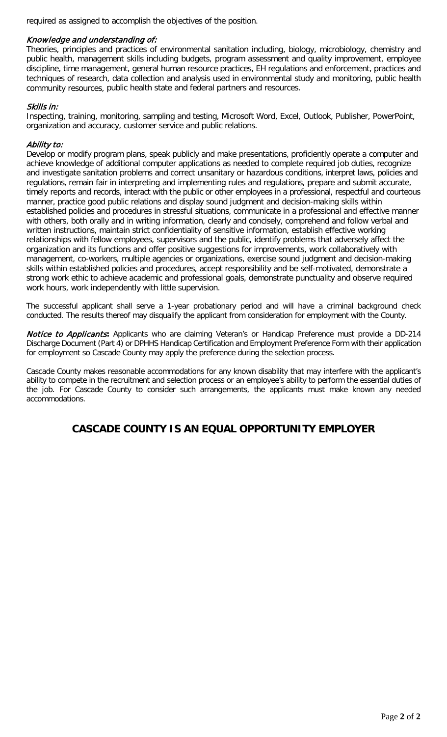required as assigned to accomplish the objectives of the position.

*Knowledge and understanding of:*
Theories, principles and practices of environmental sanitation including, biology, microbiology, chemistry and public health, management skills including budgets, program assessment and quality improvement, employee discipline, time management, general human resource practices, EH regulations and enforcement, practices and techniques of research, data collection and analysis used in environmental study and monitoring, public health community resources, public health state and federal partners and resources.

*Skills in:*
Inspecting, training, monitoring, sampling and testing, Microsoft Word, Excel, Outlook, Publisher, PowerPoint, organization and accuracy, customer service and public relations.

*Ability to:*
Develop or modify program plans, speak publicly and make presentations, proficiently operate a computer and achieve knowledge of additional computer applications as needed to complete required job duties, recognize and investigate sanitation problems and correct unsanitary or hazardous conditions, interpret laws, policies and regulations, remain fair in interpreting and implementing rules and regulations, prepare and submit accurate, timely reports and records, interact with the public or other employees in a professional, respectful and courteous manner, practice good public relations and display sound judgment and decision-making skills within established policies and procedures in stressful situations, communicate in a professional and effective manner with others, both orally and in writing information, clearly and concisely, comprehend and follow verbal and written instructions, maintain strict confidentiality of sensitive information, establish effective working relationships with fellow employees, supervisors and the public, identify problems that adversely affect the organization and its functions and offer positive suggestions for improvements, work collaboratively with management, co-workers, multiple agencies or organizations, exercise sound judgment and decision-making skills within established policies and procedures, accept responsibility and be self-motivated, demonstrate a strong work ethic to achieve academic and professional goals, demonstrate punctuality and observe required work hours, work independently with little supervision.

The successful applicant shall serve a 1-year probationary period and will have a criminal background check conducted. The results thereof may disqualify the applicant from consideration for employment with the County.

*Notice to Applicants***:** Applicants who are claiming Veteran's or Handicap Preference must provide a DD-214 Discharge Document (Part 4) or DPHHS Handicap Certification and Employment Preference Form with their application for employment so Cascade County may apply the preference during the selection process.

Cascade County makes reasonable accommodations for any known disability that may interfere with the applicant's ability to compete in the recruitment and selection process or an employee's ability to perform the essential duties of the job. For Cascade County to consider such arrangements, the applicants must make known any needed accommodations.

## CASCADE COUNTY IS AN EQUAL OPPORTUNITY EMPLOYER